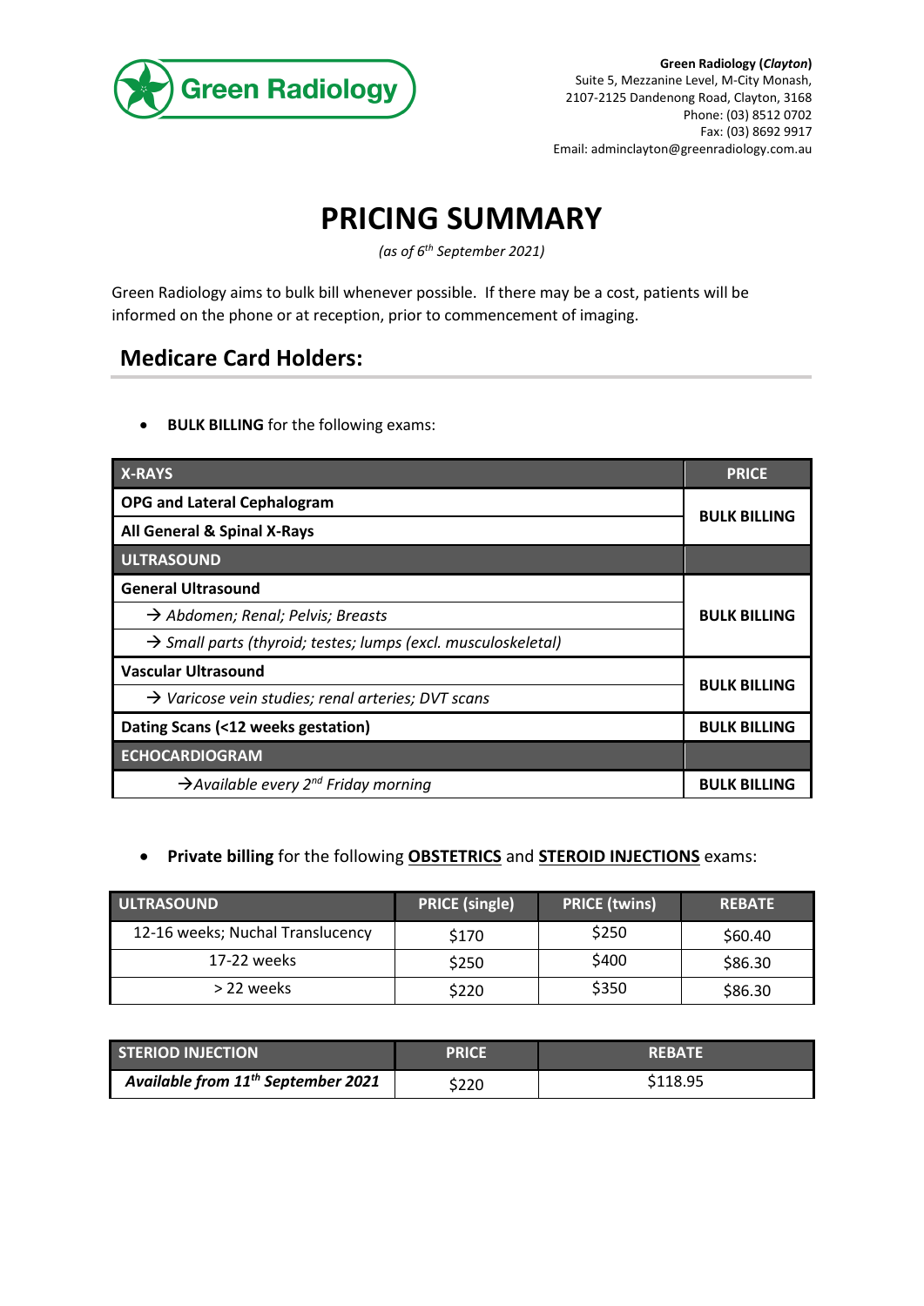**Green Radiology (*Clayton*)**
Suite 5, Mezzanine Level, M-City Monash,
2107-2125 Dandenong Road, Clayton, 3168
Phone: (03) 8512 0702
Fax: (03) 8692 9917
Email: adminclayton@greenradiology.com.au

# PRICING SUMMARY

*(as of 6th September 2021)*

Green Radiology aims to bulk bill whenever possible. If there may be a cost, patients will be informed on the phone or at reception, prior to commencement of imaging.

## Medicare Card Holders:

- **BULK BILLING** for the following exams:

| X-RAYS | PRICE |
|---|---|
| **OPG and Lateral Cephalogram** | **BULK BILLING** |
| **All General & Spinal X-Rays** | |
| **ULTRASOUND** | |
| **General Ultrasound** | **BULK BILLING** |
| → *Abdomen; Renal; Pelvis; Breasts* | |
| → *Small parts (thyroid; testes; lumps (excl. musculoskeletal)* | |
| **Vascular Ultrasound** | **BULK BILLING** |
| → *Varicose vein studies; renal arteries; DVT scans* | |
| **Dating Scans (<12 weeks gestation)** | **BULK BILLING** |
| **ECHOCARDIOGRAM** | |
| → *Available every 2nd Friday morning* | **BULK BILLING** |

- **Private billing** for the following **OBSTETRICS** and **STEROID INJECTIONS** exams:

| ULTRASOUND | PRICE (single) | PRICE (twins) | REBATE |
|---|---|---|---|
| 12-16 weeks; Nuchal Translucency | $170 | $250 | $60.40 |
| 17-22 weeks | $250 | $400 | $86.30 |
| > 22 weeks | $220 | $350 | $86.30 |

| STERIOD INJECTION | PRICE | REBATE |
|---|---|---|
| ***Available from 11th September 2021*** | $220 | $118.95 |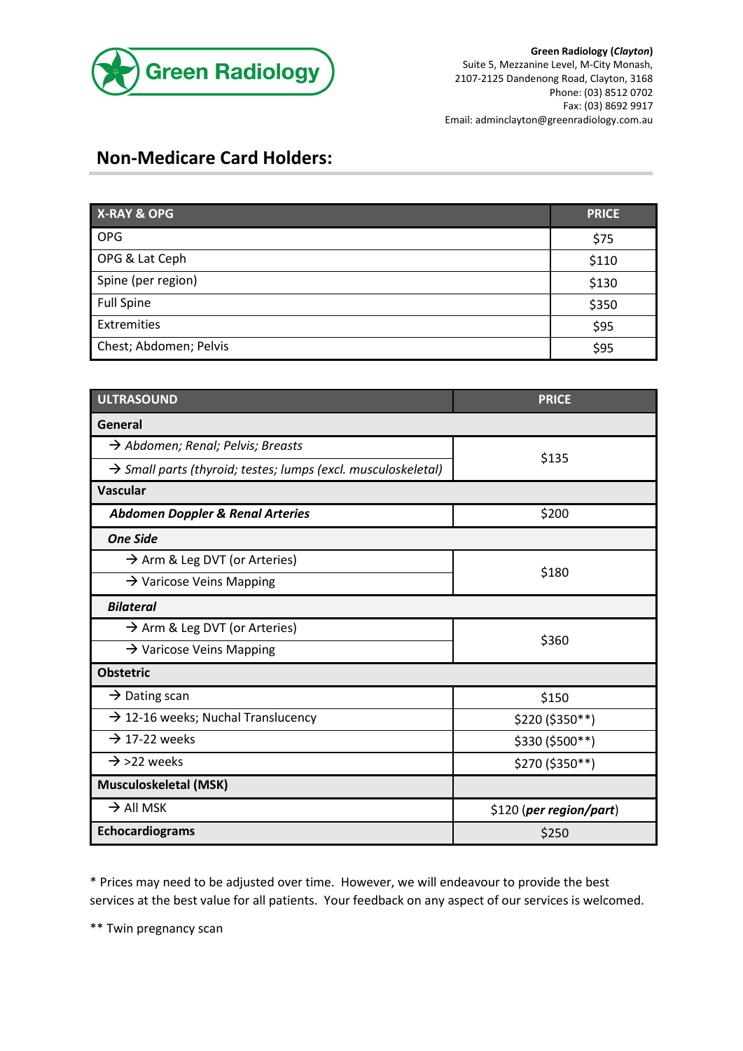**Green Radiology (*Clayton*)**
Suite 5, Mezzanine Level, M-City Monash,
2107-2125 Dandenong Road, Clayton, 3168
Phone: (03) 8512 0702
Fax: (03) 8692 9917
Email: adminclayton@greenradiology.com.au

## Non-Medicare Card Holders:

| X-RAY & OPG | PRICE |
|---|---|
| OPG | $75 |
| OPG & Lat Ceph | $110 |
| Spine (per region) | $130 |
| Full Spine | $350 |
| Extremities | $95 |
| Chest; Abdomen; Pelvis | $95 |

| ULTRASOUND | PRICE |
|---|---|
| **General** | |
| → *Abdomen; Renal; Pelvis; Breasts* | $135 |
| → *Small parts (thyroid; testes; lumps (excl. musculoskeletal)* | |
| **Vascular** | |
| ***Abdomen Doppler & Renal Arteries*** | $200 |
| ***One Side*** | |
| → Arm & Leg DVT (or Arteries) | $180 |
| → Varicose Veins Mapping | |
| ***Bilateral*** | |
| → Arm & Leg DVT (or Arteries) | $360 |
| → Varicose Veins Mapping | |
| **Obstetric** | |
| → Dating scan | $150 |
| → 12-16 weeks; Nuchal Translucency | $220 ($350**) |
| → 17-22 weeks | $330 ($500**) |
| → >22 weeks | $270 ($350**) |
| **Musculoskeletal (MSK)** | |
| → All MSK | $120 (***per region/part***) |
| **Echocardiograms** | $250 |

* Prices may need to be adjusted over time. However, we will endeavour to provide the best services at the best value for all patients. Your feedback on any aspect of our services is welcomed.

** Twin pregnancy scan